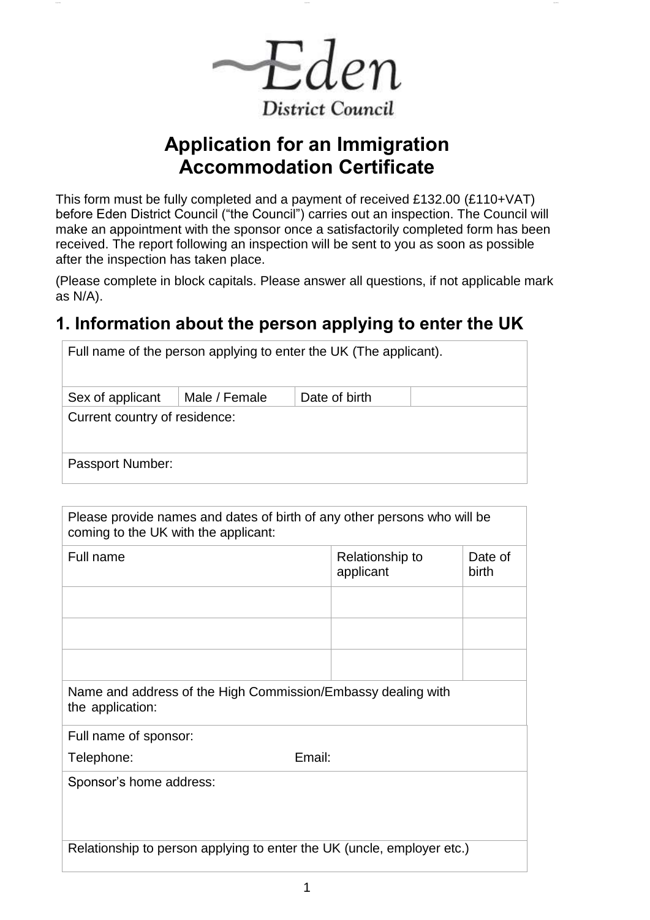Eden
District Council

# Application for an Immigration Accommodation Certificate

This form must be fully completed and a payment of received £132.00 (£110+VAT) before Eden District Council ("the Council") carries out an inspection. The Council will make an appointment with the sponsor once a satisfactorily completed form has been received. The report following an inspection will be sent to you as soon as possible after the inspection has taken place.

(Please complete in block capitals. Please answer all questions, if not applicable mark as N/A).

## 1. Information about the person applying to enter the UK

| Full name of the person applying to enter the UK (The applicant). | | | |
|---|---|---|---|
| Sex of applicant | Male / Female | Date of birth | |
| Current country of residence: | | | |
| Passport Number: | | | |

| Please provide names and dates of birth of any other persons who will be coming to the UK with the applicant: | | |
|---|---|---|
| Full name | Relationship to applicant | Date of birth |
| | | |
| | | |
| | | |
| Name and address of the High Commission/Embassy dealing with the application: | | |
| Full name of sponsor:<br>Telephone: Email: | | |
| Sponsor's home address: | | |
| Relationship to person applying to enter the UK (uncle, employer etc.) | | |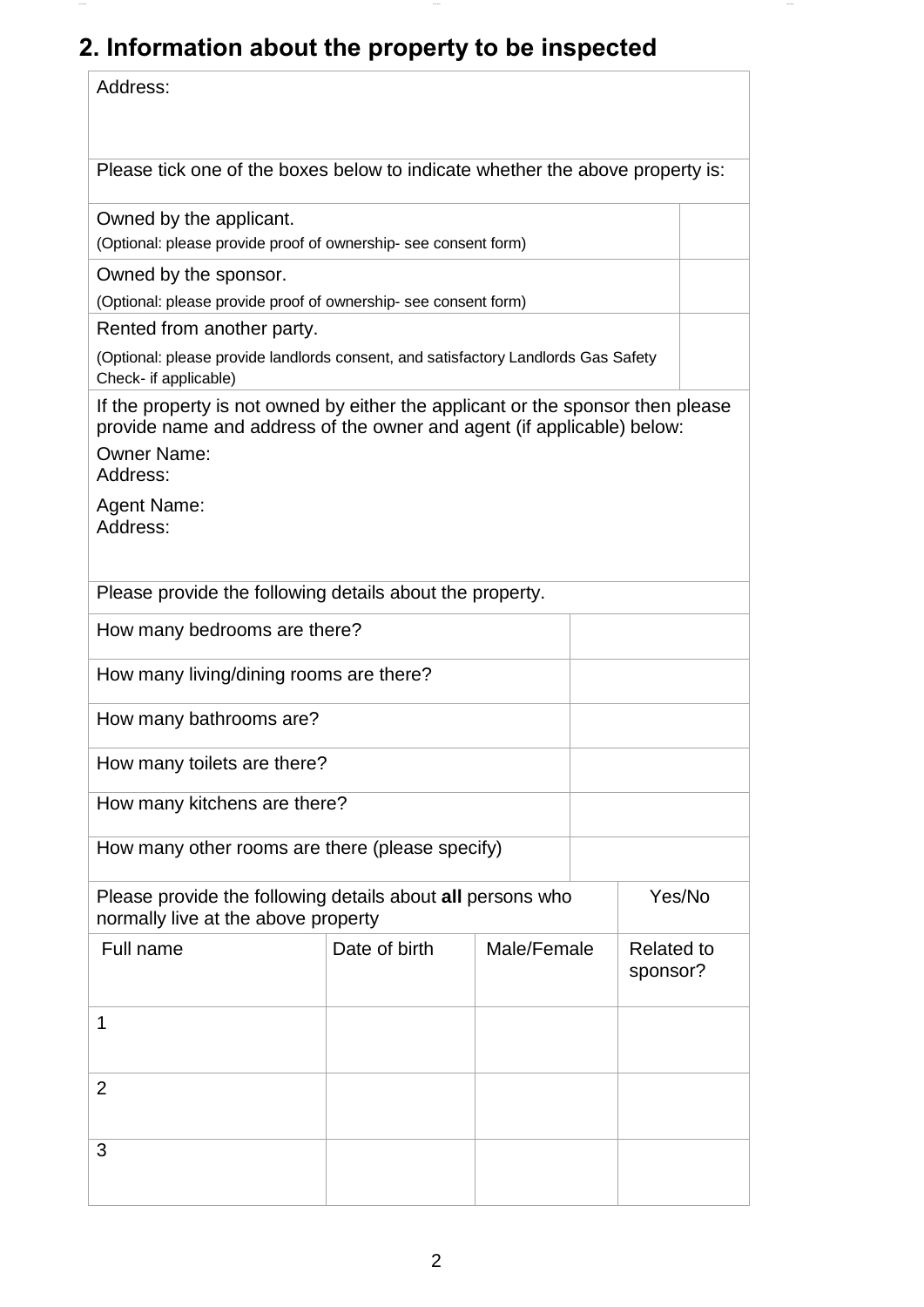## 2. Information about the property to be inspected

| Address: | |
|---|---|
| Please tick one of the boxes below to indicate whether the above property is: | |
| Owned by the applicant.<br>(Optional: please provide proof of ownership- see consent form) | |
| Owned by the sponsor.<br>(Optional: please provide proof of ownership- see consent form) | |
| Rented from another party.<br>(Optional: please provide landlords consent, and satisfactory Landlords Gas Safety Check- if applicable) | |
| If the property is not owned by either the applicant or the sponsor then please provide name and address of the owner and agent (if applicable) below:<br>Owner Name:<br>Address:<br>Agent Name:<br>Address: | |

| Please provide the following details about the property. | |
|---|---|
| How many bedrooms are there? | |
| How many living/dining rooms are there? | |
| How many bathrooms are? | |
| How many toilets are there? | |
| How many kitchens are there? | |
| How many other rooms are there (please specify) | |

| Please provide the following details about **all** persons who normally live at the above property | | | Yes/No |
|---|---|---|---|
| Full name | Date of birth | Male/Female | Related to sponsor? |
| 1 | | | |
| 2 | | | |
| 3 | | | |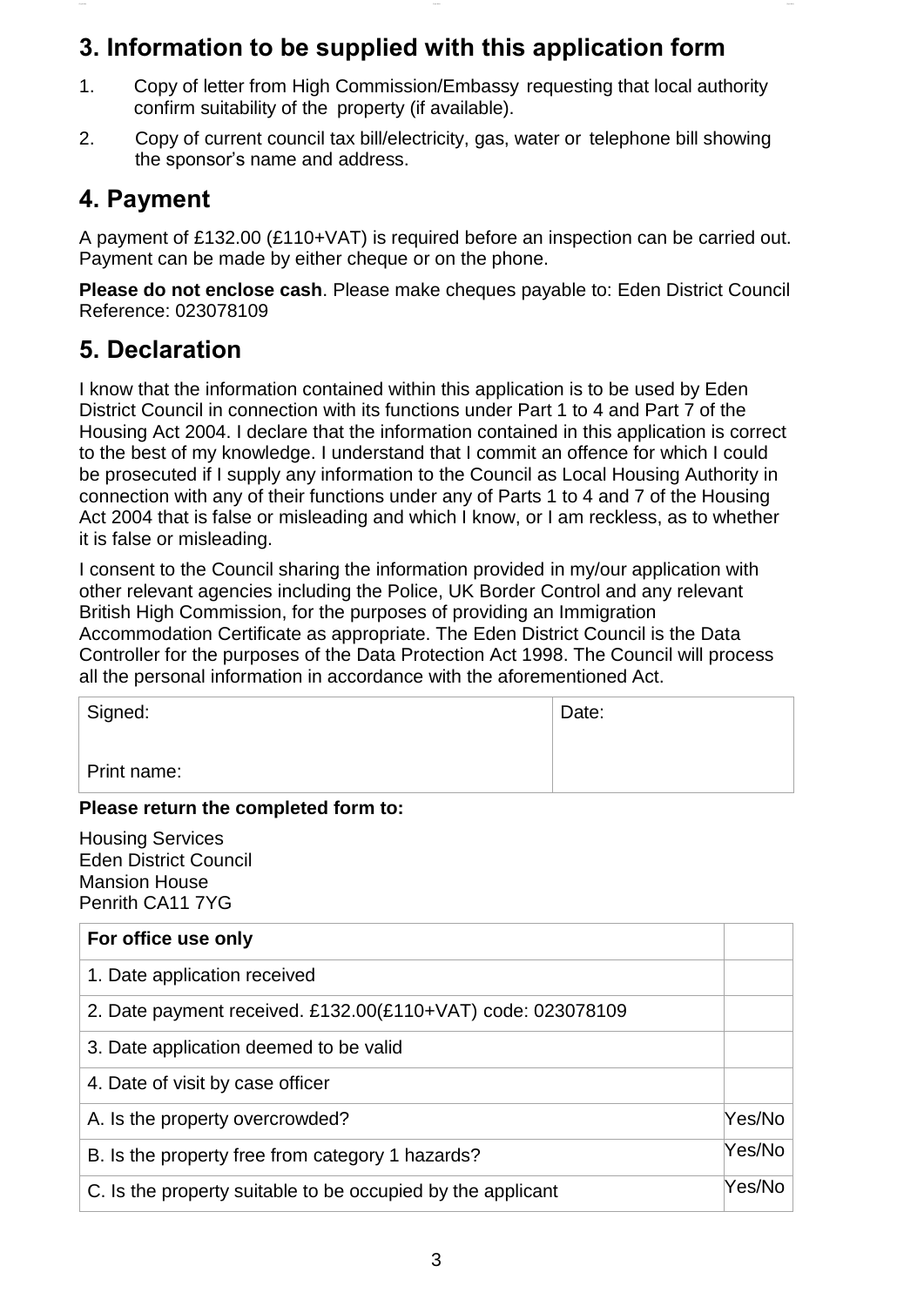## 3. Information to be supplied with this application form

1. Copy of letter from High Commission/Embassy requesting that local authority confirm suitability of the property (if available).
2. Copy of current council tax bill/electricity, gas, water or telephone bill showing the sponsor's name and address.

## 4. Payment

A payment of £132.00 (£110+VAT) is required before an inspection can be carried out. Payment can be made by either cheque or on the phone.

**Please do not enclose cash**. Please make cheques payable to: Eden District Council Reference: 023078109

## 5. Declaration

I know that the information contained within this application is to be used by Eden District Council in connection with its functions under Part 1 to 4 and Part 7 of the Housing Act 2004. I declare that the information contained in this application is correct to the best of my knowledge. I understand that I commit an offence for which I could be prosecuted if I supply any information to the Council as Local Housing Authority in connection with any of their functions under any of Parts 1 to 4 and 7 of the Housing Act 2004 that is false or misleading and which I know, or I am reckless, as to whether it is false or misleading.

I consent to the Council sharing the information provided in my/our application with other relevant agencies including the Police, UK Border Control and any relevant British High Commission, for the purposes of providing an Immigration Accommodation Certificate as appropriate. The Eden District Council is the Data Controller for the purposes of the Data Protection Act 1998. The Council will process all the personal information in accordance with the aforementioned Act.

| Signed:<br><br>Print name: | Date: |
|---|---|

**Please return the completed form to:**

Housing Services
Eden District Council
Mansion House
Penrith CA11 7YG

| For office use only | |
|---|---|
| 1. Date application received | |
| 2. Date payment received. £132.00(£110+VAT) code: 023078109 | |
| 3. Date application deemed to be valid | |
| 4. Date of visit by case officer | |
| A. Is the property overcrowded? | Yes/No |
| B. Is the property free from category 1 hazards? | Yes/No |
| C. Is the property suitable to be occupied by the applicant | Yes/No |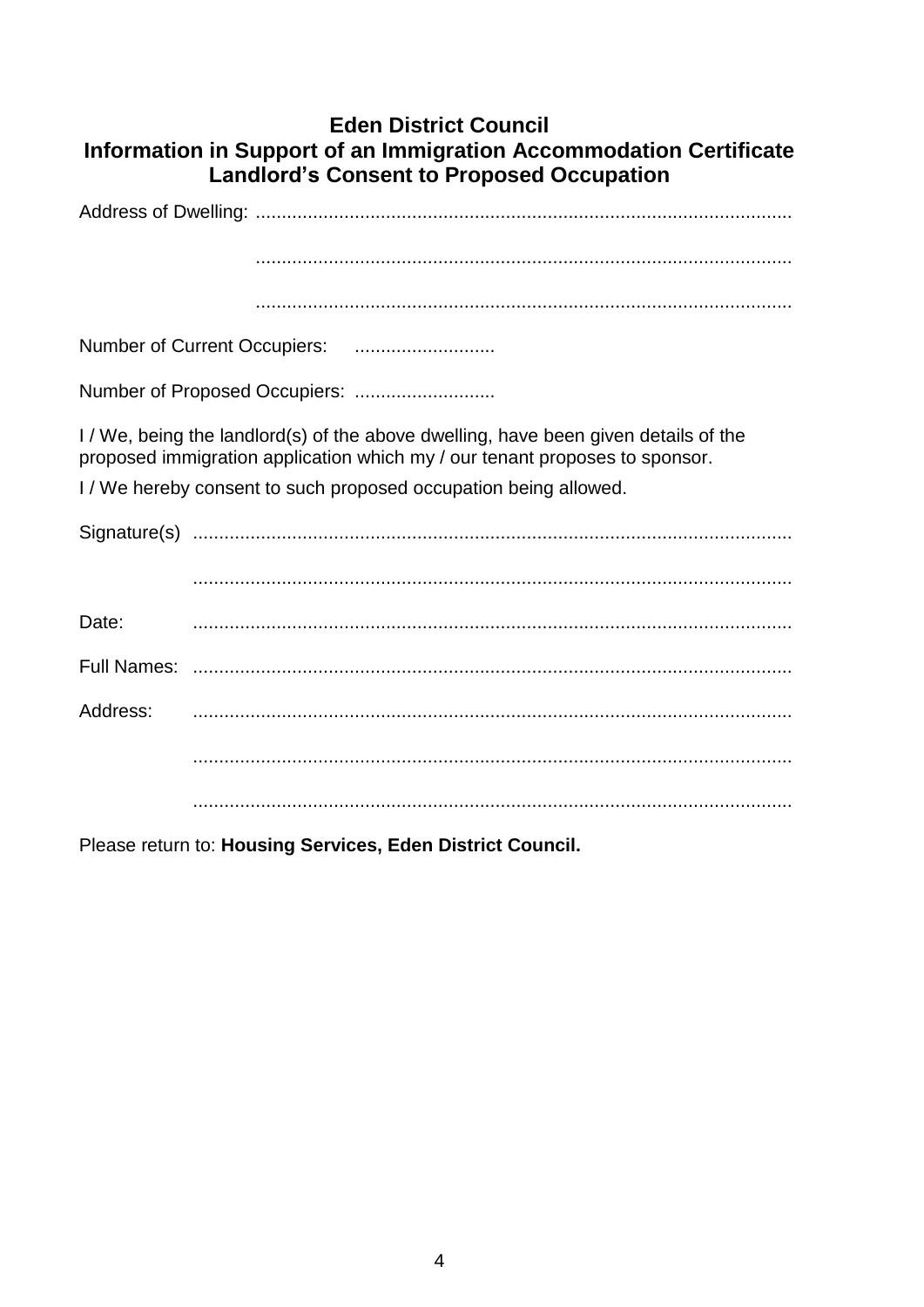# Eden District Council
## Information in Support of an Immigration Accommodation Certificate
## Landlord's Consent to Proposed Occupation

Address of Dwelling: ......................................................................................................

......................................................................................................

......................................................................................................

Number of Current Occupiers: ...........................

Number of Proposed Occupiers: ...........................

I / We, being the landlord(s) of the above dwelling, have been given details of the proposed immigration application which my / our tenant proposes to sponsor.

I / We hereby consent to such proposed occupation being allowed.

Signature(s) ..................................................................................................................

..................................................................................................................

Date: ..................................................................................................................

Full Names: ..................................................................................................................

Address: ..................................................................................................................

..................................................................................................................

..................................................................................................................

Please return to: **Housing Services, Eden District Council.**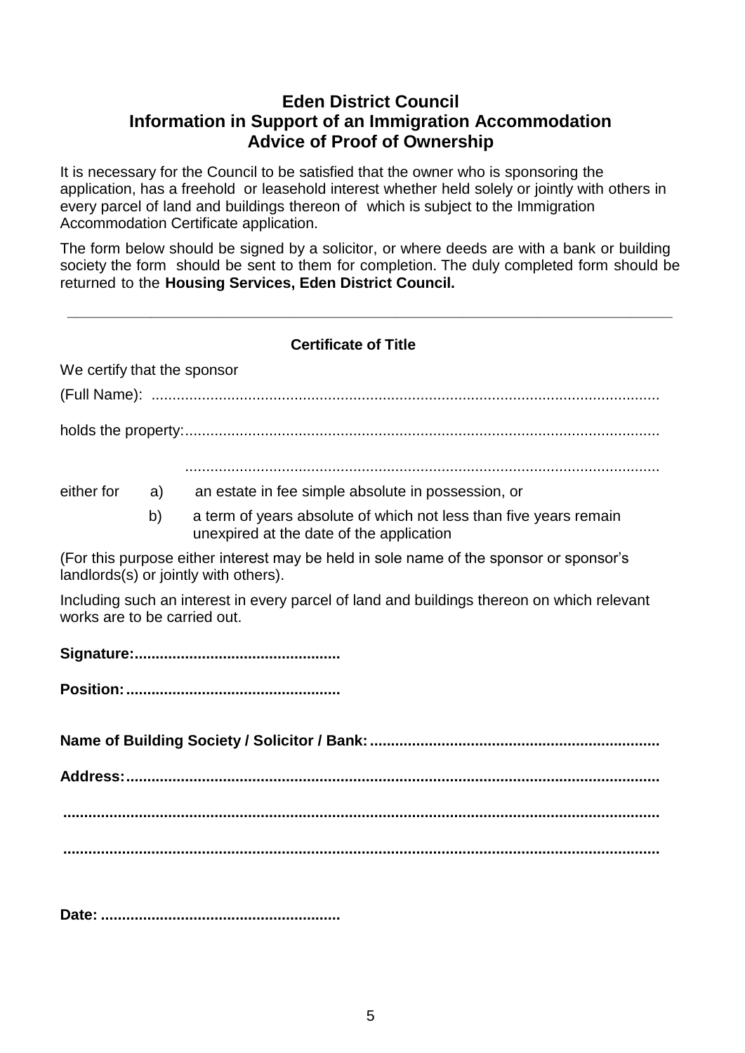# Eden District Council
## Information in Support of an Immigration Accommodation
## Advice of Proof of Ownership

It is necessary for the Council to be satisfied that the owner who is sponsoring the application, has a freehold or leasehold interest whether held solely or jointly with others in every parcel of land and buildings thereon of which is subject to the Immigration Accommodation Certificate application.

The form below should be signed by a solicitor, or where deeds are with a bank or building society the form should be sent to them for completion. The duly completed form should be returned to the **Housing Services, Eden District Council.**

---

### Certificate of Title

We certify that the sponsor

(Full Name): .......................................................................................................................

holds the property:.................................................................................................................

.................................................................................................................

either for a) an estate in fee simple absolute in possession, or

b) a term of years absolute of which not less than five years remain unexpired at the date of the application

(For this purpose either interest may be held in sole name of the sponsor or sponsor's landlords(s) or jointly with others).

Including such an interest in every parcel of land and buildings thereon on which relevant works are to be carried out.

**Signature:.................................................**

**Position:..................................................**

**Name of Building Society / Solicitor / Bank:....................................................................**

**Address:..............................................................................................................................**

**..............................................................................................................................**

**..............................................................................................................................**

**Date: ........................................................**